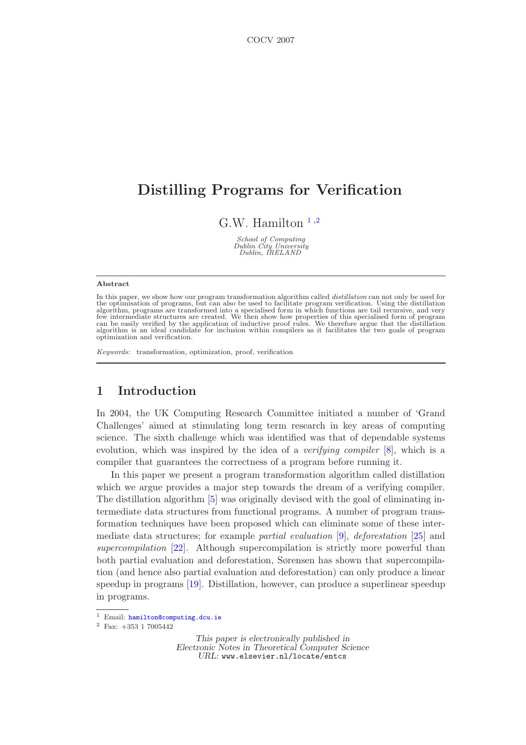# Distilling Programs for Verification

G.W. Hamilton [1,2]

*School of Computing*
*Dublin City University*
*Dublin, IRELAND*

---

**Abstract**

In this paper, we show how our program transformation algorithm called *distillation* can not only be used for the optimisation of programs, but can also be used to facilitate program verification. Using the distillation algorithm, programs are transformed into a specialised form in which functions are tail recursive, and very few intermediate structures are created. We then show how properties of this specialised form of program can be easily verified by the application of inductive proof rules. We therefore argue that the distillation algorithm is an ideal candidate for inclusion within compilers as it facilitates the two goals of program optimization and verification.

*Keywords:* transformation, optimization, proof, verification

---

## 1 Introduction

In 2004, the UK Computing Research Committee initiated a number of 'Grand Challenges' aimed at stimulating long term research in key areas of computing science. The sixth challenge which was identified was that of dependable systems evolution, which was inspired by the idea of a *verifying compiler* [8], which is a compiler that guarantees the correctness of a program before running it.

In this paper we present a program transformation algorithm called distillation which we argue provides a major step towards the dream of a verifying compiler. The distillation algorithm [5] was originally devised with the goal of eliminating intermediate data structures from functional programs. A number of program transformation techniques have been proposed which can eliminate some of these intermediate data structures; for example *partial evaluation* [9], *deforestation* [25] and *supercompilation* [22]. Although supercompilation is strictly more powerful than both partial evaluation and deforestation, Sørensen has shown that supercompilation (and hence also partial evaluation and deforestation) can only produce a linear speedup in programs [19]. Distillation, however, can produce a superlinear speedup in programs.

---

[1] Email: hamilton@computing.dcu.ie

[2] Fax: +353 1 7005442

*This paper is electronically published in*
*Electronic Notes in Theoretical Computer Science*
*URL:* www.elsevier.nl/locate/entcs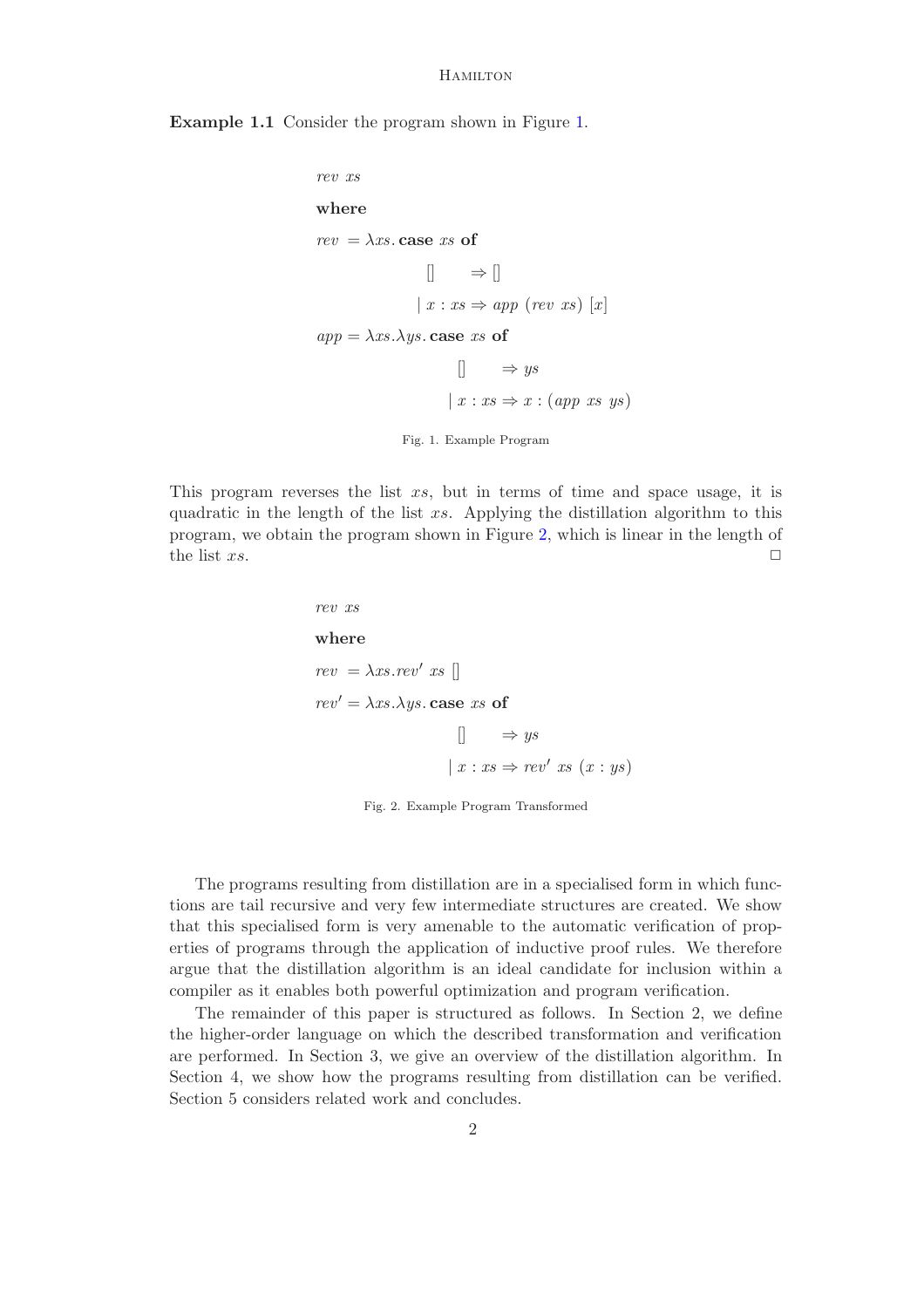**Example 1.1** Consider the program shown in Figure 1.

$$
\begin{array}{l}
\mathit{rev}\ \mathit{xs} \\
\textbf{where} \\
\mathit{rev}\ = \lambda \mathit{xs}.\,\textbf{case}\ \mathit{xs}\ \textbf{of} \\
\qquad\qquad\quad [] \qquad \Rightarrow [] \\
\qquad\qquad\quad |\ x : \mathit{xs} \Rightarrow \mathit{app}\ (\mathit{rev}\ \mathit{xs})\ [x] \\
\mathit{app} = \lambda \mathit{xs}.\lambda \mathit{ys}.\,\textbf{case}\ \mathit{xs}\ \textbf{of} \\
\qquad\qquad\qquad [] \qquad \Rightarrow \mathit{ys} \\
\qquad\qquad\qquad |\ x : \mathit{xs} \Rightarrow x : (\mathit{app}\ \mathit{xs}\ \mathit{ys})
\end{array}
$$

Fig. 1. Example Program

This program reverses the list $xs$, but in terms of time and space usage, it is quadratic in the length of the list $xs$. Applying the distillation algorithm to this program, we obtain the program shown in Figure 2, which is linear in the length of the list $xs$. □

$$
\begin{array}{l}
\mathit{rev}\ \mathit{xs} \\
\textbf{where} \\
\mathit{rev}\ = \lambda \mathit{xs}.\mathit{rev}'\ \mathit{xs}\ [] \\
\mathit{rev}' = \lambda \mathit{xs}.\lambda \mathit{ys}.\,\textbf{case}\ \mathit{xs}\ \textbf{of} \\
\qquad\qquad\qquad [] \qquad \Rightarrow \mathit{ys} \\
\qquad\qquad\qquad |\ x : \mathit{xs} \Rightarrow \mathit{rev}'\ \mathit{xs}\ (x : \mathit{ys})
\end{array}
$$

Fig. 2. Example Program Transformed

The programs resulting from distillation are in a specialised form in which functions are tail recursive and very few intermediate structures are created. We show that this specialised form is very amenable to the automatic verification of properties of programs through the application of inductive proof rules. We therefore argue that the distillation algorithm is an ideal candidate for inclusion within a compiler as it enables both powerful optimization and program verification.

The remainder of this paper is structured as follows. In Section 2, we define the higher-order language on which the described transformation and verification are performed. In Section 3, we give an overview of the distillation algorithm. In Section 4, we show how the programs resulting from distillation can be verified. Section 5 considers related work and concludes.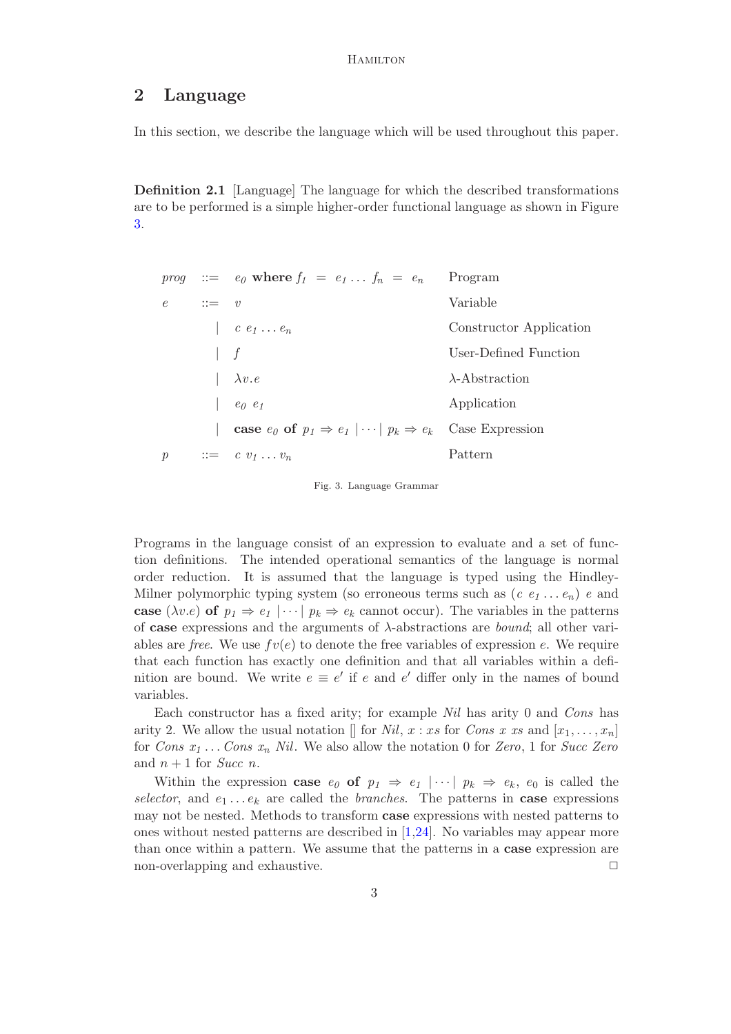## 2 Language

In this section, we describe the language which will be used throughout this paper.

**Definition 2.1** [Language] The language for which the described transformations are to be performed is a simple higher-order functional language as shown in Figure 3.

| | | | |
|---|---|---|---|
| $prog$ | $::=$ | $e_0$ **where** $f_1 = e_1 \ldots f_n = e_n$ | Program |
| $e$ | $::=$ | $v$ | Variable |
| | $\mid$ | $c\ e_1 \ldots e_n$ | Constructor Application |
| | $\mid$ | $f$ | User-Defined Function |
| | $\mid$ | $\lambda v.e$ | $\lambda$-Abstraction |
| | $\mid$ | $e_0\ e_1$ | Application |
| | $\mid$ | **case** $e_0$ **of** $p_1 \Rightarrow e_1 \mid \cdots \mid p_k \Rightarrow e_k$ | Case Expression |
| $p$ | $::=$ | $c\ v_1 \ldots v_n$ | Pattern |

Fig. 3. Language Grammar

Programs in the language consist of an expression to evaluate and a set of function definitions. The intended operational semantics of the language is normal order reduction. It is assumed that the language is typed using the Hindley-Milner polymorphic typing system (so erroneous terms such as $(c\ e_1 \ldots e_n)\ e$ and **case** $(\lambda v.e)$ **of** $p_1 \Rightarrow e_1 \mid \cdots \mid p_k \Rightarrow e_k$ cannot occur). The variables in the patterns of **case** expressions and the arguments of $\lambda$-abstractions are *bound*; all other variables are *free*. We use $fv(e)$ to denote the free variables of expression $e$. We require that each function has exactly one definition and that all variables within a definition are bound. We write $e \equiv e'$ if $e$ and $e'$ differ only in the names of bound variables.

Each constructor has a fixed arity; for example *Nil* has arity 0 and *Cons* has arity 2. We allow the usual notation [] for *Nil*, $x : xs$ for *Cons* $x\ xs$ and $[x_1, \ldots, x_n]$ for *Cons* $x_1 \ldots$ *Cons* $x_n$ *Nil*. We also allow the notation 0 for *Zero*, 1 for *Succ Zero* and $n + 1$ for *Succ* $n$.

Within the expression **case** $e_0$ **of** $p_1 \Rightarrow e_1 \mid \cdots \mid p_k \Rightarrow e_k$, $e_0$ is called the *selector*, and $e_1 \ldots e_k$ are called the *branches*. The patterns in **case** expressions may not be nested. Methods to transform **case** expressions with nested patterns to ones without nested patterns are described in [1,24]. No variables may appear more than once within a pattern. We assume that the patterns in a **case** expression are non-overlapping and exhaustive. □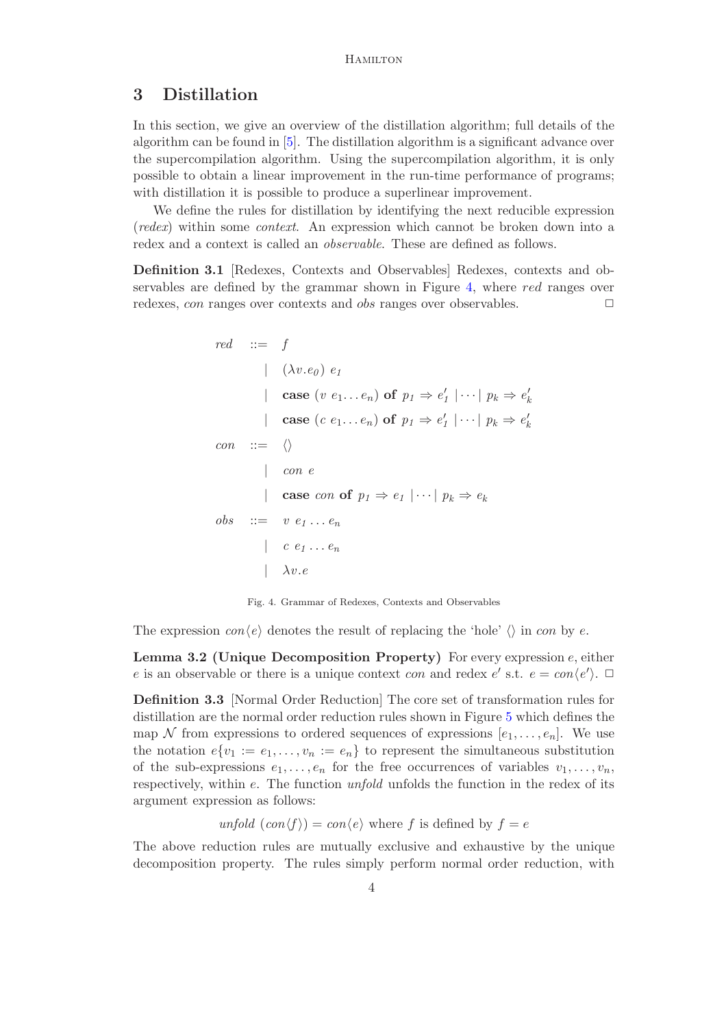## 3 Distillation

In this section, we give an overview of the distillation algorithm; full details of the algorithm can be found in [5]. The distillation algorithm is a significant advance over the supercompilation algorithm. Using the supercompilation algorithm, it is only possible to obtain a linear improvement in the run-time performance of programs; with distillation it is possible to produce a superlinear improvement.

We define the rules for distillation by identifying the next reducible expression (*redex*) within some *context*. An expression which cannot be broken down into a redex and a context is called an *observable*. These are defined as follows.

**Definition 3.1** [Redexes, Contexts and Observables] Redexes, contexts and observables are defined by the grammar shown in Figure 4, where *red* ranges over redexes, *con* ranges over contexts and *obs* ranges over observables. □

$$
\begin{array}{lcl}
\mathit{red} & ::= & f \\
 & | & (\lambda v.e_0)\ e_1 \\
 & | & \textbf{case}\ (v\ e_1 \ldots e_n)\ \textbf{of}\ p_1 \Rightarrow e_1' \mid \cdots \mid p_k \Rightarrow e_k' \\
 & | & \textbf{case}\ (c\ e_1 \ldots e_n)\ \textbf{of}\ p_1 \Rightarrow e_1' \mid \cdots \mid p_k \Rightarrow e_k' \\
\mathit{con} & ::= & \langle\rangle \\
 & | & \mathit{con}\ e \\
 & | & \textbf{case}\ \mathit{con}\ \textbf{of}\ p_1 \Rightarrow e_1 \mid \cdots \mid p_k \Rightarrow e_k \\
\mathit{obs} & ::= & v\ e_1 \ldots e_n \\
 & | & c\ e_1 \ldots e_n \\
 & | & \lambda v.e
\end{array}
$$

Fig. 4. Grammar of Redexes, Contexts and Observables

The expression $con\langle e\rangle$ denotes the result of replacing the 'hole' $\langle\rangle$ in *con* by $e$.

**Lemma 3.2 (Unique Decomposition Property)** For every expression $e$, either $e$ is an observable or there is a unique context *con* and redex $e'$ s.t. $e = con\langle e'\rangle$. □

**Definition 3.3** [Normal Order Reduction] The core set of transformation rules for distillation are the normal order reduction rules shown in Figure 5 which defines the map $\mathcal{N}$ from expressions to ordered sequences of expressions $[e_1, \ldots, e_n]$. We use the notation $e\{v_1 := e_1, \ldots, v_n := e_n\}$ to represent the simultaneous substitution of the sub-expressions $e_1, \ldots, e_n$ for the free occurrences of variables $v_1, \ldots, v_n$, respectively, within $e$. The function *unfold* unfolds the function in the redex of its argument expression as follows:

$$\mathit{unfold}\ (con\langle f\rangle) = con\langle e\rangle \text{ where } f \text{ is defined by } f = e$$

The above reduction rules are mutually exclusive and exhaustive by the unique decomposition property. The rules simply perform normal order reduction, with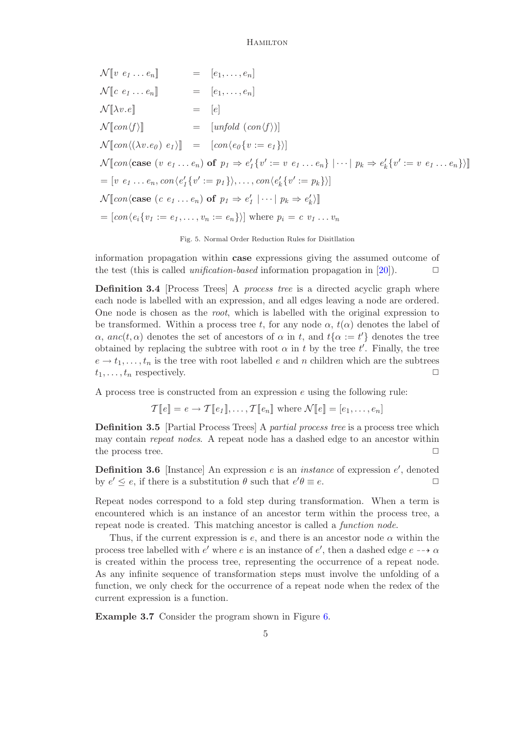$$
\begin{array}{lcl}
\mathcal{N}[\![v\ e_1 \ldots e_n]\!] & = & [e_1, \ldots, e_n] \\
\mathcal{N}[\![c\ e_1 \ldots e_n]\!] & = & [e_1, \ldots, e_n] \\
\mathcal{N}[\![\lambda v.e]\!] & = & [e] \\
\mathcal{N}[\![con\langle f \rangle]\!] & = & [unfold\ (con\langle f \rangle)] \\
\mathcal{N}[\![con\langle (\lambda v.e_0)\ e_1 \rangle]\!] & = & [con\langle e_0\{v := e_1\}\rangle]
\end{array}
$$

$$
\mathcal{N}[\![con\langle \textbf{case}\ (v\ e_1 \ldots e_n)\ \textbf{of}\ p_1 \Rightarrow e_1'\{v' := v\ e_1 \ldots e_n\} \mid \cdots \mid p_k \Rightarrow e_k'\{v' := v\ e_1 \ldots e_n\}\rangle]\!]
$$
$$
= [v\ e_1 \ldots e_n, con\langle e_1'\{v' := p_1\}\rangle, \ldots, con\langle e_k'\{v' := p_k\}\rangle]
$$
$$
\mathcal{N}[\![con\langle \textbf{case}\ (c\ e_1 \ldots e_n)\ \textbf{of}\ p_1 \Rightarrow e_1' \mid \cdots \mid p_k \Rightarrow e_k'\rangle]\!]
$$
$$
= [con\langle e_i\{v_1 := e_1, \ldots, v_n := e_n\}\rangle] \text{ where } p_i = c\ v_1 \ldots v_n
$$

Fig. 5. Normal Order Reduction Rules for Disitllation

information propagation within **case** expressions giving the assumed outcome of the test (this is called *unification-based* information propagation in [20]). □

**Definition 3.4** [Process Trees] A *process tree* is a directed acyclic graph where each node is labelled with an expression, and all edges leaving a node are ordered. One node is chosen as the *root*, which is labelled with the original expression to be transformed. Within a process tree $t$, for any node $\alpha$, $t(\alpha)$ denotes the label of $\alpha$, $anc(t, \alpha)$ denotes the set of ancestors of $\alpha$ in $t$, and $t\{\alpha := t'\}$ denotes the tree obtained by replacing the subtree with root $\alpha$ in $t$ by the tree $t'$. Finally, the tree $e \rightarrow t_1, \ldots, t_n$ is the tree with root labelled $e$ and $n$ children which are the subtrees $t_1, \ldots, t_n$ respectively. □

A process tree is constructed from an expression $e$ using the following rule:

$$
\mathcal{T}[\![e]\!] = e \rightarrow \mathcal{T}[\![e_1]\!], \ldots, \mathcal{T}[\![e_n]\!] \text{ where } \mathcal{N}[\![e]\!] = [e_1, \ldots, e_n]
$$

**Definition 3.5** [Partial Process Trees] A *partial process tree* is a process tree which may contain *repeat nodes*. A repeat node has a dashed edge to an ancestor within the process tree. □

**Definition 3.6** [Instance] An expression $e$ is an *instance* of expression $e'$, denoted by $e' \leq e$, if there is a substitution $\theta$ such that $e'\theta \equiv e$. □

Repeat nodes correspond to a fold step during transformation. When a term is encountered which is an instance of an ancestor term within the process tree, a repeat node is created. This matching ancestor is called a *function node*.

Thus, if the current expression is $e$, and there is an ancestor node $\alpha$ within the process tree labelled with $e'$ where $e$ is an instance of $e'$, then a dashed edge $e \dashrightarrow \alpha$ is created within the process tree, representing the occurrence of a repeat node. As any infinite sequence of transformation steps must involve the unfolding of a function, we only check for the occurrence of a repeat node when the redex of the current expression is a function.

**Example 3.7** Consider the program shown in Figure 6.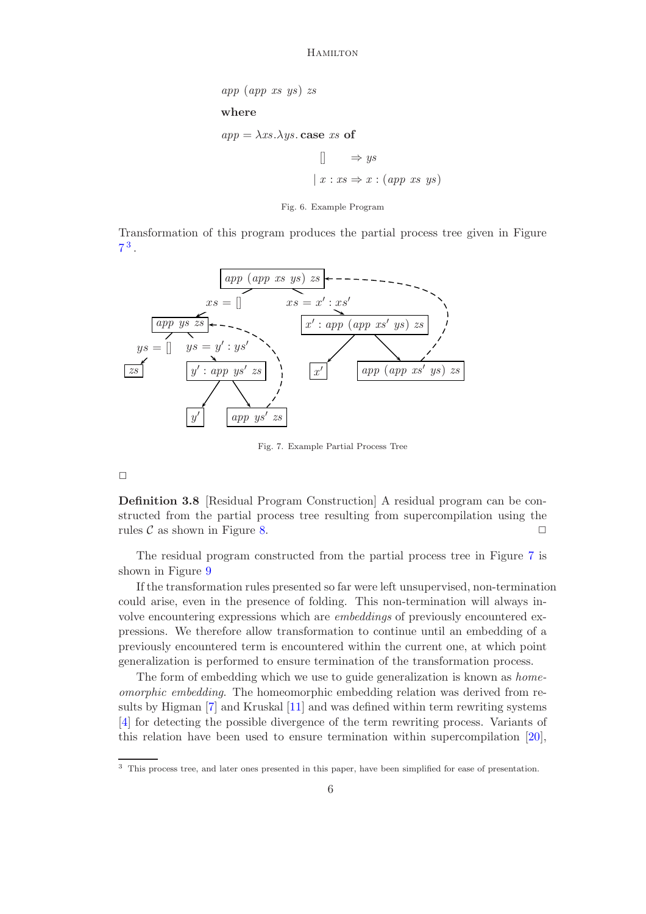$$
\begin{array}{l}
app\ (app\ xs\ ys)\ zs \\
\textbf{where} \\
app = \lambda xs.\lambda ys.\,\textbf{case}\ xs\ \textbf{of} \\
\qquad\qquad\qquad [\,] \qquad \Rightarrow ys \\
\qquad\qquad\quad\ \mid x : xs \Rightarrow x : (app\ xs\ ys)
\end{array}
$$

Fig. 6. Example Program

Transformation of this program produces the partial process tree given in Figure 7[3].

Fig. 7. Example Partial Process Tree

□

**Definition 3.8** [Residual Program Construction] A residual program can be constructed from the partial process tree resulting from supercompilation using the rules $\mathcal{C}$ as shown in Figure 8. □

The residual program constructed from the partial process tree in Figure 7 is shown in Figure 9

If the transformation rules presented so far were left unsupervised, non-termination could arise, even in the presence of folding. This non-termination will always involve encountering expressions which are *embeddings* of previously encountered expressions. We therefore allow transformation to continue until an embedding of a previously encountered term is encountered within the current one, at which point generalization is performed to ensure termination of the transformation process.

The form of embedding which we use to guide generalization is known as *homeomorphic embedding*. The homeomorphic embedding relation was derived from results by Higman [7] and Kruskal [11] and was defined within term rewriting systems [4] for detecting the possible divergence of the term rewriting process. Variants of this relation have been used to ensure termination within supercompilation [20],

[3] This process tree, and later ones presented in this paper, have been simplified for ease of presentation.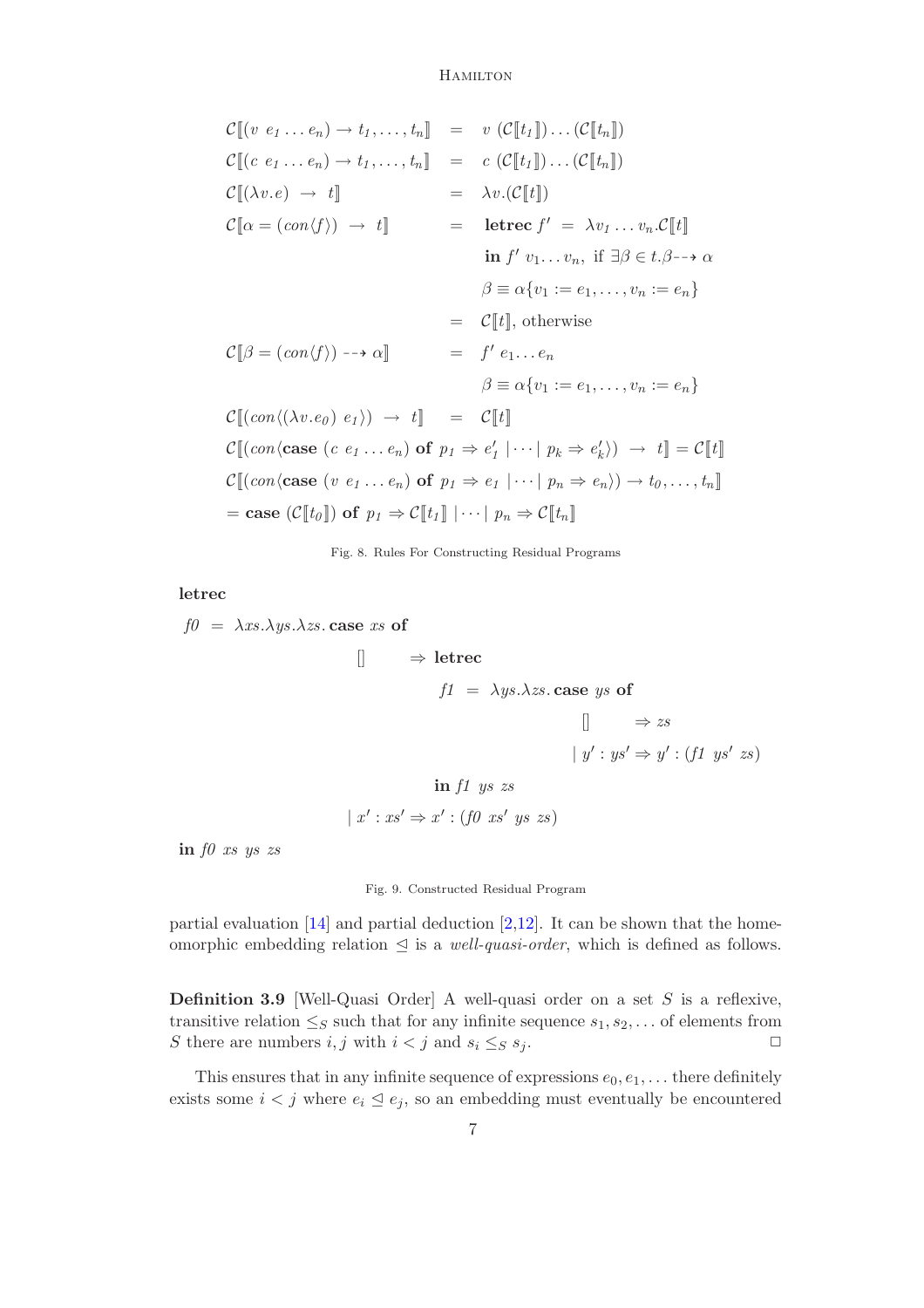$$
\begin{aligned}
\mathcal{C}[\![(v\ e_1 \ldots e_n) \rightarrow t_1,\ldots,t_n]\!] &= v\ (\mathcal{C}[\![t_1]\!]) \ldots (\mathcal{C}[\![t_n]\!]) \\
\mathcal{C}[\![(c\ e_1 \ldots e_n) \rightarrow t_1,\ldots,t_n]\!] &= c\ (\mathcal{C}[\![t_1]\!]) \ldots (\mathcal{C}[\![t_n]\!]) \\
\mathcal{C}[\![(\lambda v.e) \ \rightarrow \ t]\!] &= \lambda v.(\mathcal{C}[\![t]\!]) \\
\mathcal{C}[\![\alpha = (con\langle f \rangle) \ \rightarrow \ t]\!] &= \textbf{letrec}\ f' \ = \ \lambda v_1 \ldots v_n.\mathcal{C}[\![t]\!] \\
&\phantom{=}\ \ \textbf{in}\ f'\ v_1 \ldots v_n,\ \text{if}\ \exists \beta \in t.\beta \dashrightarrow \alpha \\
&\phantom{=}\ \ \beta \equiv \alpha\{v_1 := e_1, \ldots, v_n := e_n\} \\
&= \mathcal{C}[\![t]\!],\ \text{otherwise} \\
\mathcal{C}[\![\beta = (con\langle f \rangle) \dashrightarrow \alpha]\!] &= f'\ e_1 \ldots e_n \\
&\phantom{=}\ \ \beta \equiv \alpha\{v_1 := e_1, \ldots, v_n := e_n\} \\
\mathcal{C}[\![(con\langle(\lambda v.e_0)\ e_1\rangle) \ \rightarrow \ t]\!] &= \mathcal{C}[\![t]\!]
\end{aligned}
$$

$$
\mathcal{C}[\![(con\langle \textbf{case}\ (c\ e_1 \ldots e_n)\ \textbf{of}\ p_1 \Rightarrow e_1' \mid \cdots \mid p_k \Rightarrow e_k' \rangle) \ \rightarrow \ t]\!] = \mathcal{C}[\![t]\!]
$$

$$
\mathcal{C}[\![(con\langle \textbf{case}\ (v\ e_1 \ldots e_n)\ \textbf{of}\ p_1 \Rightarrow e_1 \mid \cdots \mid p_n \Rightarrow e_n \rangle) \rightarrow t_0,\ldots,t_n]\!]
$$

$$
= \textbf{case}\ (\mathcal{C}[\![t_0]\!])\ \textbf{of}\ p_1 \Rightarrow \mathcal{C}[\![t_1]\!] \mid \cdots \mid p_n \Rightarrow \mathcal{C}[\![t_n]\!]
$$

Fig. 8. Rules For Constructing Residual Programs

```
letrec
f0 = λxs.λys.λzs. case xs of
                    []        ⇒ letrec
                                   f1 = λys.λzs. case ys of
                                                   []        ⇒ zs
                                                 | y' : ys' ⇒ y' : (f1 ys' zs)
                                 in f1 ys zs
                  | x' : xs' ⇒ x' : (f0 xs' ys zs)
in f0 xs ys zs
```

Fig. 9. Constructed Residual Program

partial evaluation [14] and partial deduction [2,12]. It can be shown that the homeomorphic embedding relation $\trianglelefteq$ is a *well-quasi-order*, which is defined as follows.

**Definition 3.9** [Well-Quasi Order] A well-quasi order on a set $S$ is a reflexive, transitive relation $\leq_S$ such that for any infinite sequence $s_1, s_2, \ldots$ of elements from $S$ there are numbers $i, j$ with $i < j$ and $s_i \leq_S s_j$. □

This ensures that in any infinite sequence of expressions $e_0, e_1, \ldots$ there definitely exists some $i < j$ where $e_i \trianglelefteq e_j$, so an embedding must eventually be encountered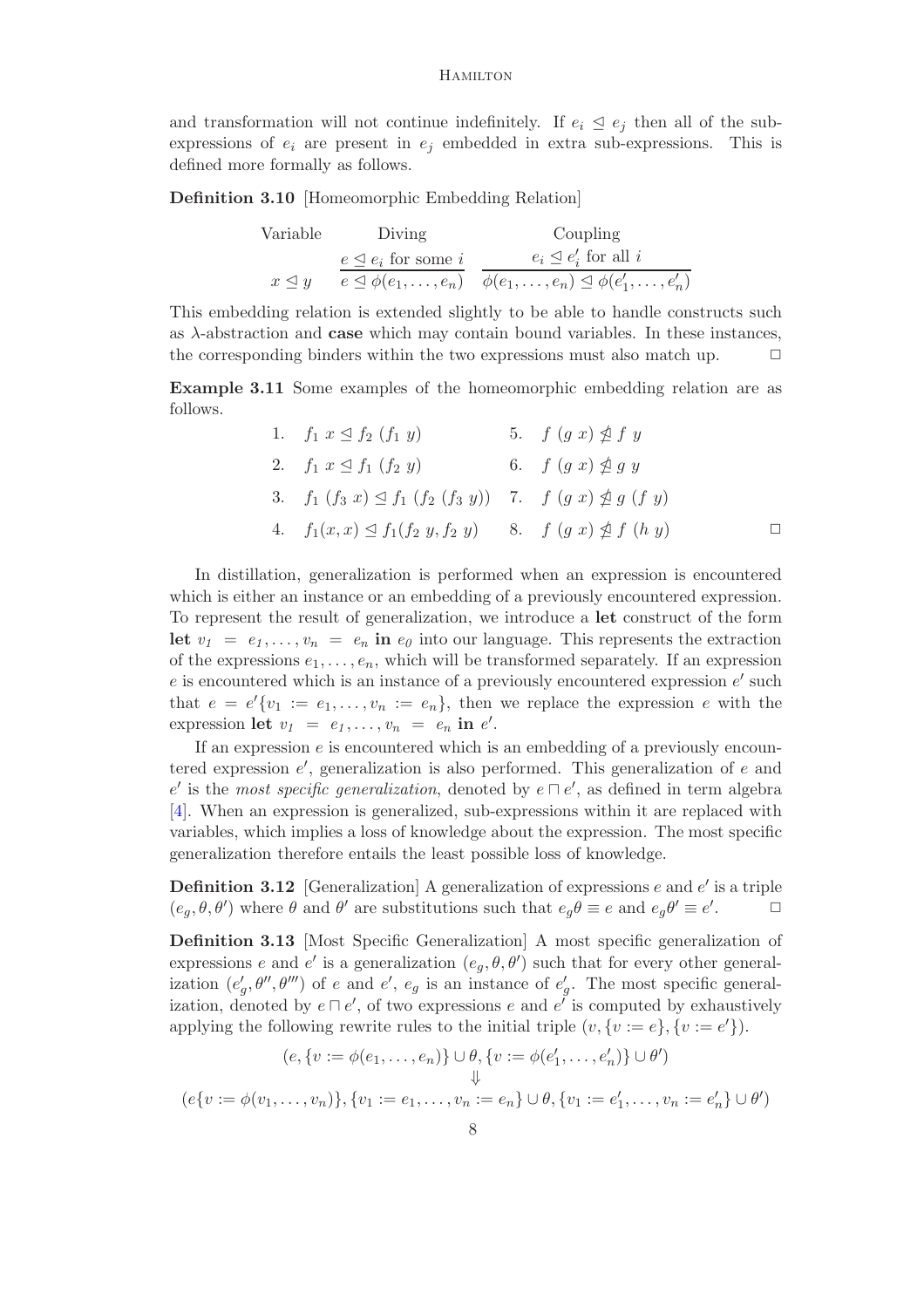and transformation will not continue indefinitely. If $e_i \trianglelefteq e_j$ then all of the sub-expressions of $e_i$ are present in $e_j$ embedded in extra sub-expressions. This is defined more formally as follows.

**Definition 3.10** [Homeomorphic Embedding Relation]

$$\begin{array}{ccc}
\text{Variable} & \text{Diving} & \text{Coupling} \\
 & \dfrac{e \trianglelefteq e_i \text{ for some } i}{e \trianglelefteq \phi(e_1, \ldots, e_n)} & \dfrac{e_i \trianglelefteq e'_i \text{ for all } i}{\phi(e_1, \ldots, e_n) \trianglelefteq \phi(e'_1, \ldots, e'_n)} \\
x \trianglelefteq y & & 
\end{array}$$

This embedding relation is extended slightly to be able to handle constructs such as $\lambda$-abstraction and **case** which may contain bound variables. In these instances, the corresponding binders within the two expressions must also match up. □

**Example 3.11** Some examples of the homeomorphic embedding relation are as follows.

| | | | |
|---|---|---|---|
| 1. | $f_1\ x \trianglelefteq f_2\ (f_1\ y)$ | 5. | $f\ (g\ x) \not\trianglelefteq f\ y$ |
| 2. | $f_1\ x \trianglelefteq f_1\ (f_2\ y)$ | 6. | $f\ (g\ x) \not\trianglelefteq g\ y$ |
| 3. | $f_1\ (f_3\ x) \trianglelefteq f_1\ (f_2\ (f_3\ y))$ | 7. | $f\ (g\ x) \not\trianglelefteq g\ (f\ y)$ |
| 4. | $f_1(x, x) \trianglelefteq f_1(f_2\ y, f_2\ y)$ | 8. | $f\ (g\ x) \not\trianglelefteq f\ (h\ y)$ |

□

In distillation, generalization is performed when an expression is encountered which is either an instance or an embedding of a previously encountered expression. To represent the result of generalization, we introduce a **let** construct of the form **let** $v_1 = e_1, \ldots, v_n = e_n$ **in** $e_0$ into our language. This represents the extraction of the expressions $e_1, \ldots, e_n$, which will be transformed separately. If an expression $e$ is encountered which is an instance of a previously encountered expression $e'$ such that $e = e'\{v_1 := e_1, \ldots, v_n := e_n\}$, then we replace the expression $e$ with the expression **let** $v_1 = e_1, \ldots, v_n = e_n$ **in** $e'$.

If an expression $e$ is encountered which is an embedding of a previously encountered expression $e'$, generalization is also performed. This generalization of $e$ and $e'$ is the *most specific generalization*, denoted by $e \sqcap e'$, as defined in term algebra [4]. When an expression is generalized, sub-expressions within it are replaced with variables, which implies a loss of knowledge about the expression. The most specific generalization therefore entails the least possible loss of knowledge.

**Definition 3.12** [Generalization] A generalization of expressions $e$ and $e'$ is a triple $(e_g, \theta, \theta')$ where $\theta$ and $\theta'$ are substitutions such that $e_g\theta \equiv e$ and $e_g\theta' \equiv e'$. □

**Definition 3.13** [Most Specific Generalization] A most specific generalization of expressions $e$ and $e'$ is a generalization $(e_g, \theta, \theta')$ such that for every other generalization $(e'_g, \theta'', \theta''')$ of $e$ and $e'$, $e_g$ is an instance of $e'_g$. The most specific generalization, denoted by $e \sqcap e'$, of two expressions $e$ and $e'$ is computed by exhaustively applying the following rewrite rules to the initial triple $(v, \{v := e\}, \{v := e'\})$.

$$\begin{array}{c}
(e, \{v := \phi(e_1, \ldots, e_n)\} \cup \theta, \{v := \phi(e'_1, \ldots, e'_n)\} \cup \theta') \\
\Downarrow \\
(e\{v := \phi(v_1, \ldots, v_n)\}, \{v_1 := e_1, \ldots, v_n := e_n\} \cup \theta, \{v_1 := e'_1, \ldots, v_n := e'_n\} \cup \theta')
\end{array}$$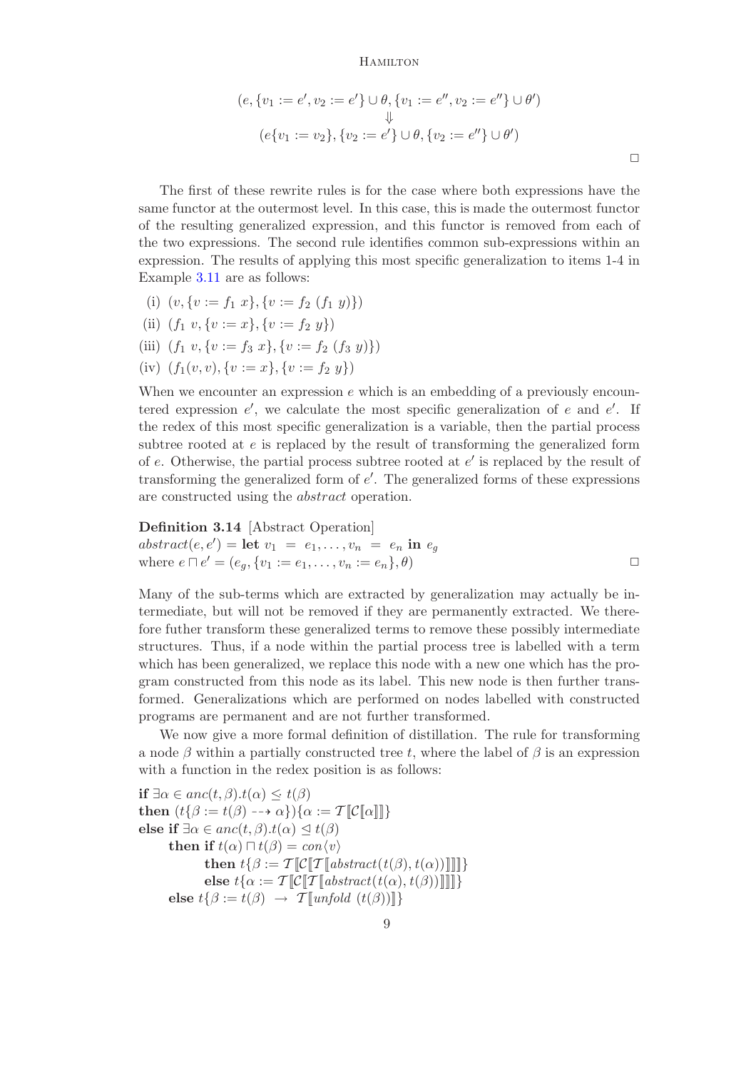$$(e, \{v_1 := e', v_2 := e'\} \cup \theta, \{v_1 := e'', v_2 := e''\} \cup \theta')$$
$$\Downarrow$$
$$(e\{v_1 := v_2\}, \{v_2 := e'\} \cup \theta, \{v_2 := e''\} \cup \theta')$$

□

The first of these rewrite rules is for the case where both expressions have the same functor at the outermost level. In this case, this is made the outermost functor of the resulting generalized expression, and this functor is removed from each of the two expressions. The second rule identifies common sub-expressions within an expression. The results of applying this most specific generalization to items 1-4 in Example 3.11 are as follows:

(i) $(v, \{v := f_1\ x\}, \{v := f_2\ (f_1\ y)\})$

(ii) $(f_1\ v, \{v := x\}, \{v := f_2\ y\})$

(iii) $(f_1\ v, \{v := f_3\ x\}, \{v := f_2\ (f_3\ y)\})$

(iv) $(f_1(v, v), \{v := x\}, \{v := f_2\ y\})$

When we encounter an expression $e$ which is an embedding of a previously encountered expression $e'$, we calculate the most specific generalization of $e$ and $e'$. If the redex of this most specific generalization is a variable, then the partial process subtree rooted at $e$ is replaced by the result of transforming the generalized form of $e$. Otherwise, the partial process subtree rooted at $e'$ is replaced by the result of transforming the generalized form of $e'$. The generalized forms of these expressions are constructed using the *abstract* operation.

**Definition 3.14** [Abstract Operation]
$abstract(e, e') = \textbf{let}\ v_1\ =\ e_1, \ldots, v_n\ =\ e_n\ \textbf{in}\ e_g$
where $e \sqcap e' = (e_g, \{v_1 := e_1, \ldots, v_n := e_n\}, \theta)$ □

Many of the sub-terms which are extracted by generalization may actually be intermediate, but will not be removed if they are permanently extracted. We therefore futher transform these generalized terms to remove these possibly intermediate structures. Thus, if a node within the partial process tree is labelled with a term which has been generalized, we replace this node with a new one which has the program constructed from this node as its label. This new node is then further transformed. Generalizations which are performed on nodes labelled with constructed programs are permanent and are not further transformed.

We now give a more formal definition of distillation. The rule for transforming a node $\beta$ within a partially constructed tree $t$, where the label of $\beta$ is an expression with a function in the redex position is as follows:

$\textbf{if}\ \exists \alpha \in anc(t, \beta).t(\alpha) \leq t(\beta)$
$\textbf{then}\ (t\{\beta := t(\beta) \dashrightarrow \alpha\})\{\alpha := \mathcal{T}[\![\mathcal{C}[\![\alpha]\!]]\!]\}$
$\textbf{else if}\ \exists \alpha \in anc(t, \beta).t(\alpha) \trianglelefteq t(\beta)$
$\quad \textbf{then if}\ t(\alpha) \sqcap t(\beta) = con\langle v \rangle$
$\quad\quad \textbf{then}\ t\{\beta := \mathcal{T}[\![\mathcal{C}[\![\mathcal{T}[\![abstract(t(\beta), t(\alpha))]\!]]\!]]\!]\}$
$\quad\quad \textbf{else}\ t\{\alpha := \mathcal{T}[\![\mathcal{C}[\![\mathcal{T}[\![abstract(t(\alpha), t(\beta))]\!]]\!]]\!]\}$
$\quad \textbf{else}\ t\{\beta := t(\beta)\ \rightarrow\ \mathcal{T}[\![unfold\ (t(\beta))]\!]\}$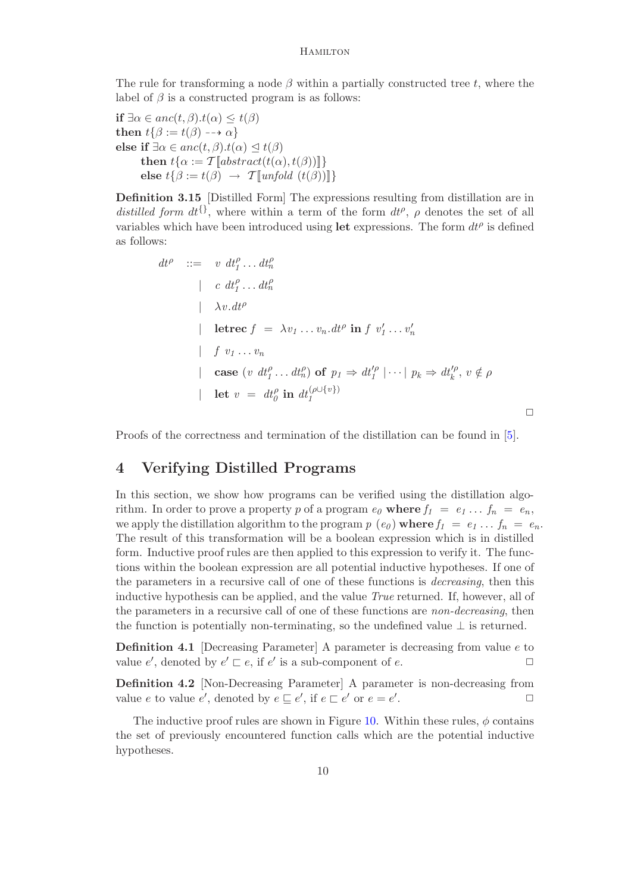The rule for transforming a node $\beta$ within a partially constructed tree $t$, where the label of $\beta$ is a constructed program is as follows:

$$
\begin{array}{l}
\textbf{if } \exists \alpha \in anc(t,\beta).t(\alpha) \leq t(\beta) \\
\textbf{then } t\{\beta := t(\beta) \dashrightarrow \alpha\} \\
\textbf{else if } \exists \alpha \in anc(t,\beta).t(\alpha) \trianglelefteq t(\beta) \\
\quad \textbf{then } t\{\alpha := \mathcal{T}[\![abstract(t(\alpha),t(\beta))]\!]\} \\
\quad \textbf{else } t\{\beta := t(\beta) \rightarrow \mathcal{T}[\![unfold\ (t(\beta))]\!]\}
\end{array}
$$

**Definition 3.15** [Distilled Form] The expressions resulting from distillation are in *distilled form* $dt^{\{\}}$, where within a term of the form $dt^{\rho}$, $\rho$ denotes the set of all variables which have been introduced using **let** expressions. The form $dt^{\rho}$ is defined as follows:

$$
\begin{array}{lcl}
dt^{\rho} & ::= & v\ dt_1^{\rho} \ldots dt_n^{\rho} \\
& \mid & c\ dt_1^{\rho} \ldots dt_n^{\rho} \\
& \mid & \lambda v.dt^{\rho} \\
& \mid & \textbf{letrec}\ f\ =\ \lambda v_1 \ldots v_n.dt^{\rho}\ \textbf{in}\ f\ v_1' \ldots v_n' \\
& \mid & f\ v_1 \ldots v_n \\
& \mid & \textbf{case}\ (v\ dt_1^{\rho} \ldots dt_n^{\rho})\ \textbf{of}\ p_1 \Rightarrow dt_1'^{\rho} \mid \cdots \mid p_k \Rightarrow dt_k'^{\rho},\ v \notin \rho \\
& \mid & \textbf{let}\ v\ =\ dt_0^{\rho}\ \textbf{in}\ dt_1^{(\rho \cup \{v\})}
\end{array}
$$

□

Proofs of the correctness and termination of the distillation can be found in [5].

## 4 Verifying Distilled Programs

In this section, we show how programs can be verified using the distillation algorithm. In order to prove a property $p$ of a program $e_0$ **where** $f_1\ =\ e_1 \ldots f_n\ =\ e_n$, we apply the distillation algorithm to the program $p\ (e_0)$ **where** $f_1\ =\ e_1 \ldots f_n\ =\ e_n$. The result of this transformation will be a boolean expression which is in distilled form. Inductive proof rules are then applied to this expression to verify it. The functions within the boolean expression are all potential inductive hypotheses. If one of the parameters in a recursive call of one of these functions is *decreasing*, then this inductive hypothesis can be applied, and the value *True* returned. If, however, all of the parameters in a recursive call of one of these functions are *non-decreasing*, then the function is potentially non-terminating, so the undefined value $\perp$ is returned.

**Definition 4.1** [Decreasing Parameter] A parameter is decreasing from value $e$ to value $e'$, denoted by $e' \sqsubset e$, if $e'$ is a sub-component of $e$. □

**Definition 4.2** [Non-Decreasing Parameter] A parameter is non-decreasing from value $e$ to value $e'$, denoted by $e \sqsubseteq e'$, if $e \sqsubset e'$ or $e = e'$. □

The inductive proof rules are shown in Figure 10. Within these rules, $\phi$ contains the set of previously encountered function calls which are the potential inductive hypotheses.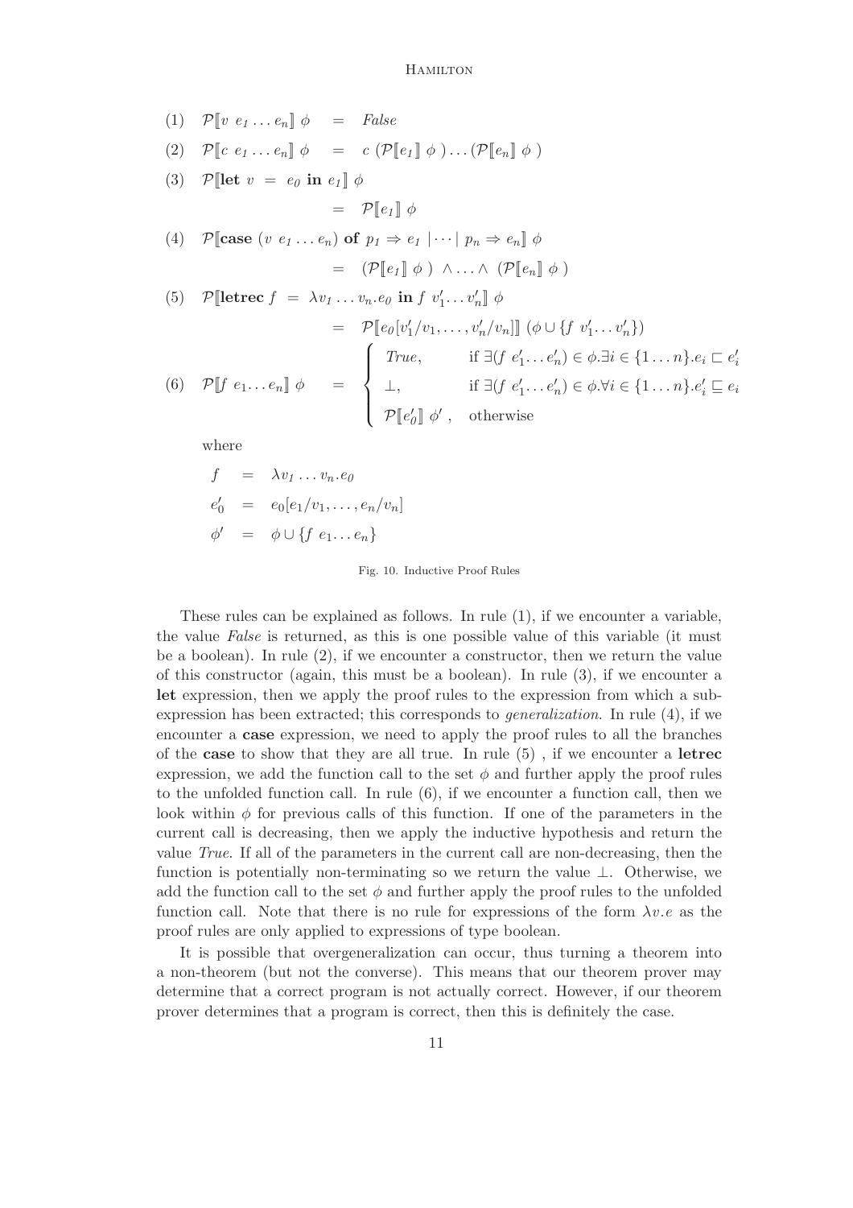$$
\begin{array}{lll}
(1) & \mathcal{P}[\![v\ e_1 \ldots e_n]\!]\ \phi & = \ \mathit{False} \\
(2) & \mathcal{P}[\![c\ e_1 \ldots e_n]\!]\ \phi & = \ c\ (\mathcal{P}[\![e_1]\!]\ \phi\ ) \ldots (\mathcal{P}[\![e_n]\!]\ \phi\ ) \\
(3) & \mathcal{P}[\![\mathbf{let}\ v\ =\ e_0\ \mathbf{in}\ e_1]\!]\ \phi & \\
 & & = \ \mathcal{P}[\![e_1]\!]\ \phi \\
(4) & \mathcal{P}[\![\mathbf{case}\ (v\ e_1 \ldots e_n)\ \mathbf{of}\ p_1 \Rightarrow e_1 \mid \cdots \mid p_n \Rightarrow e_n]\!]\ \phi & \\
 & & = \ (\mathcal{P}[\![e_1]\!]\ \phi\ )\ \wedge \ldots \wedge\ (\mathcal{P}[\![e_n]\!]\ \phi\ ) \\
(5) & \mathcal{P}[\![\mathbf{letrec}\ f\ =\ \lambda v_1 \ldots v_n.e_0\ \mathbf{in}\ f\ v_1' \ldots v_n']\!]\ \phi & \\
 & & = \ \mathcal{P}[\![e_0[v_1'/v_1, \ldots, v_n'/v_n]]\!]\ (\phi \cup \{f\ v_1' \ldots v_n'\}) \\
(6) & \mathcal{P}[\![f\ e_1 \ldots e_n]\!]\ \phi & = \ \left\{ \begin{array}{ll} \mathit{True}, & \text{if } \exists (f\ e_1' \ldots e_n') \in \phi . \exists i \in \{1 \ldots n\}. e_i \sqsubset e_i' \\ \bot, & \text{if } \exists (f\ e_1' \ldots e_n') \in \phi . \forall i \in \{1 \ldots n\}. e_i' \sqsubseteq e_i \\ \mathcal{P}[\![e_0']\!]\ \phi'\ , & \text{otherwise} \end{array} \right.
\end{array}
$$

where

$$
\begin{array}{lll}
f & = & \lambda v_1 \ldots v_n.e_0 \\
e_0' & = & e_0[e_1/v_1, \ldots, e_n/v_n] \\
\phi' & = & \phi \cup \{f\ e_1 \ldots e_n\}
\end{array}
$$

Fig. 10. Inductive Proof Rules

These rules can be explained as follows. In rule (1), if we encounter a variable, the value *False* is returned, as this is one possible value of this variable (it must be a boolean). In rule (2), if we encounter a constructor, then we return the value of this constructor (again, this must be a boolean). In rule (3), if we encounter a **let** expression, then we apply the proof rules to the expression from which a sub-expression has been extracted; this corresponds to *generalization*. In rule (4), if we encounter a **case** expression, we need to apply the proof rules to all the branches of the **case** to show that they are all true. In rule (5) , if we encounter a **letrec** expression, we add the function call to the set $\phi$ and further apply the proof rules to the unfolded function call. In rule (6), if we encounter a function call, then we look within $\phi$ for previous calls of this function. If one of the parameters in the current call is decreasing, then we apply the inductive hypothesis and return the value *True*. If all of the parameters in the current call are non-decreasing, then the function is potentially non-terminating so we return the value $\bot$. Otherwise, we add the function call to the set $\phi$ and further apply the proof rules to the unfolded function call. Note that there is no rule for expressions of the form $\lambda v.e$ as the proof rules are only applied to expressions of type boolean.

It is possible that overgeneralization can occur, thus turning a theorem into a non-theorem (but not the converse). This means that our theorem prover may determine that a correct program is not actually correct. However, if our theorem prover determines that a program is correct, then this is definitely the case.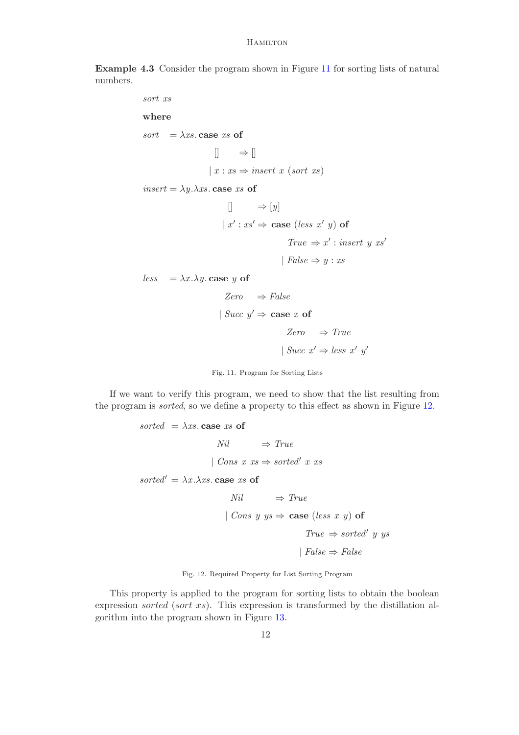**Example 4.3** Consider the program shown in Figure 11 for sorting lists of natural numbers.

$$
\begin{array}{l}
\mathit{sort}\ \mathit{xs} \\
\textbf{where} \\
\mathit{sort} \ \ = \lambda \mathit{xs}.\, \textbf{case}\ \mathit{xs}\ \textbf{of} \\
\qquad\qquad\qquad [\,] \quad\ \ \Rightarrow [\,] \\
\qquad\qquad\quad\ \mid x : \mathit{xs} \Rightarrow \mathit{insert}\ x\ (\mathit{sort}\ \mathit{xs}) \\
\mathit{insert} = \lambda y.\lambda \mathit{xs}.\, \textbf{case}\ \mathit{xs}\ \textbf{of} \\
\qquad\qquad\qquad\qquad [\,] \qquad\ \ \Rightarrow [y] \\
\qquad\qquad\qquad\quad \mid x' : \mathit{xs}' \Rightarrow \textbf{case}\ (\mathit{less}\ x'\ y)\ \textbf{of} \\
\qquad\qquad\qquad\qquad\qquad\qquad\qquad \mathit{True} \ \Rightarrow x' : \mathit{insert}\ y\ \mathit{xs}' \\
\qquad\qquad\qquad\qquad\qquad\qquad\quad\ \mid \mathit{False} \Rightarrow y : \mathit{xs} \\
\mathit{less} \ \ = \lambda x.\lambda y.\, \textbf{case}\ y\ \textbf{of} \\
\qquad\qquad\qquad \mathit{Zero} \quad\ \Rightarrow \mathit{False} \\
\qquad\qquad\quad\ \mid \mathit{Succ}\ y' \Rightarrow \textbf{case}\ x\ \textbf{of} \\
\qquad\qquad\qquad\qquad\qquad\qquad \mathit{Zero} \quad\ \Rightarrow \mathit{True} \\
\qquad\qquad\qquad\qquad\qquad\quad\ \mid \mathit{Succ}\ x' \Rightarrow \mathit{less}\ x'\ y'
\end{array}
$$

Fig. 11. Program for Sorting Lists

If we want to verify this program, we need to show that the list resulting from the program is *sorted*, so we define a property to this effect as shown in Figure 12.

$$
\begin{array}{l}
\mathit{sorted} \ \ = \lambda \mathit{xs}.\, \textbf{case}\ \mathit{xs}\ \textbf{of} \\
\qquad\qquad\qquad \mathit{Nil} \qquad\quad\ \Rightarrow \mathit{True} \\
\qquad\qquad\quad\ \mid \mathit{Cons}\ x\ \mathit{xs} \Rightarrow \mathit{sorted}'\ x\ \mathit{xs} \\
\mathit{sorted}' = \lambda x.\lambda \mathit{xs}.\, \textbf{case}\ \mathit{xs}\ \textbf{of} \\
\qquad\qquad\qquad\quad \mathit{Nil} \qquad\quad\ \Rightarrow \mathit{True} \\
\qquad\qquad\qquad \mid \mathit{Cons}\ y\ \mathit{ys} \Rightarrow \textbf{case}\ (\mathit{less}\ x\ y)\ \textbf{of} \\
\qquad\qquad\qquad\qquad\qquad\qquad\quad \mathit{True} \ \Rightarrow \mathit{sorted}'\ y\ \mathit{ys} \\
\qquad\qquad\qquad\qquad\qquad\qquad \mid \mathit{False} \Rightarrow \mathit{False}
\end{array}
$$

Fig. 12. Required Property for List Sorting Program

This property is applied to the program for sorting lists to obtain the boolean expression *sorted* (*sort xs*). This expression is transformed by the distillation algorithm into the program shown in Figure 13.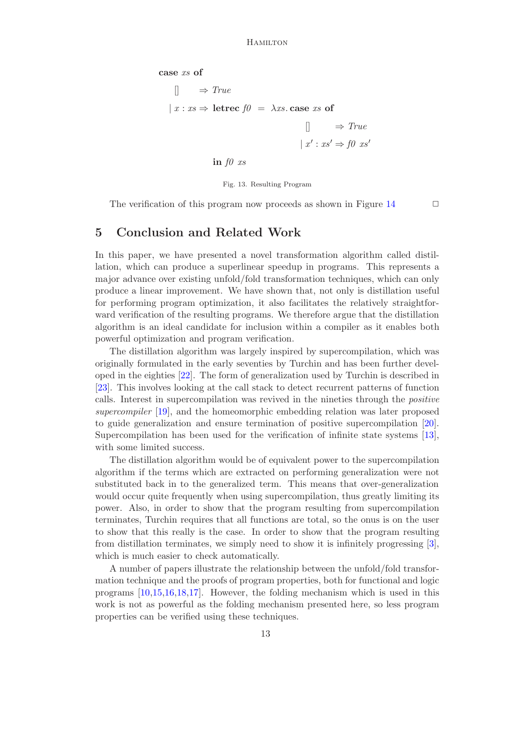```
case xs of
  []     ⇒ True
| x : xs ⇒ letrec f0 = λxs. case xs of
                              []       ⇒ True
                            | x' : xs' ⇒ f0 xs'
           in f0 xs
```

Fig. 13. Resulting Program

The verification of this program now proceeds as shown in Figure 14 □

## 5 Conclusion and Related Work

In this paper, we have presented a novel transformation algorithm called distillation, which can produce a superlinear speedup in programs. This represents a major advance over existing unfold/fold transformation techniques, which can only produce a linear improvement. We have shown that, not only is distillation useful for performing program optimization, it also facilitates the relatively straightforward verification of the resulting programs. We therefore argue that the distillation algorithm is an ideal candidate for inclusion within a compiler as it enables both powerful optimization and program verification.

The distillation algorithm was largely inspired by supercompilation, which was originally formulated in the early seventies by Turchin and has been further developed in the eighties [22]. The form of generalization used by Turchin is described in [23]. This involves looking at the call stack to detect recurrent patterns of function calls. Interest in supercompilation was revived in the nineties through the *positive supercompiler* [19], and the homeomorphic embedding relation was later proposed to guide generalization and ensure termination of positive supercompilation [20]. Supercompilation has been used for the verification of infinite state systems [13], with some limited success.

The distillation algorithm would be of equivalent power to the supercompilation algorithm if the terms which are extracted on performing generalization were not substituted back in to the generalized term. This means that over-generalization would occur quite frequently when using supercompilation, thus greatly limiting its power. Also, in order to show that the program resulting from supercompilation terminates, Turchin requires that all functions are total, so the onus is on the user to show that this really is the case. In order to show that the program resulting from distillation terminates, we simply need to show it is infinitely progressing [3], which is much easier to check automatically.

A number of papers illustrate the relationship between the unfold/fold transformation technique and the proofs of program properties, both for functional and logic programs [10,15,16,18,17]. However, the folding mechanism which is used in this work is not as powerful as the folding mechanism presented here, so less program properties can be verified using these techniques.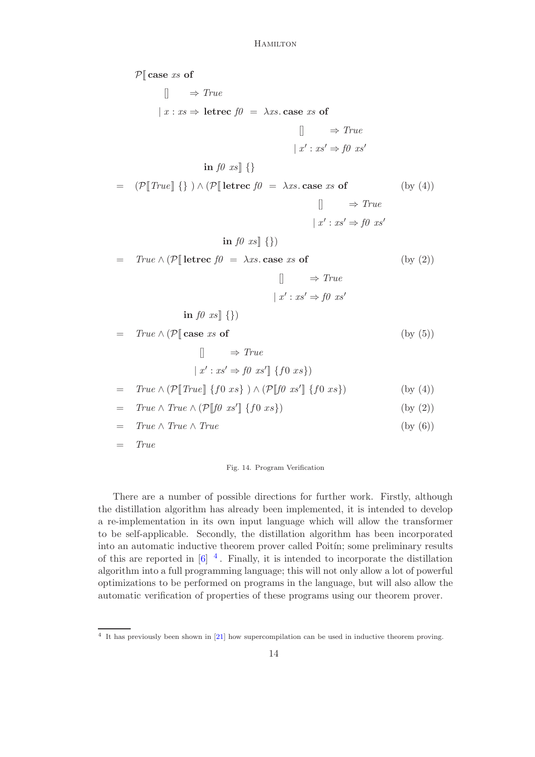$$
\begin{array}{ll}
\mathcal{P}[\![\,\textbf{case}\ xs\ \textbf{of} & \\
\quad [\,] \quad\ \Rightarrow \mathit{True} & \\
\quad \mid x : xs \Rightarrow \textbf{letrec}\ f0\ =\ \lambda xs.\,\textbf{case}\ xs\ \textbf{of} & \\
\qquad\qquad\qquad\qquad\qquad\qquad [\,] \quad\ \Rightarrow \mathit{True} & \\
\qquad\qquad\qquad\qquad\qquad\qquad \mid x' : xs' \Rightarrow f0\ xs' & \\
\qquad\quad \textbf{in}\ f0\ xs]\!]\ \{\} & \\
= \ (\mathcal{P}[\![\mathit{True}]\!]\ \{\}\ ) \wedge (\mathcal{P}[\![\,\textbf{letrec}\ f0\ =\ \lambda xs.\,\textbf{case}\ xs\ \textbf{of} & \text{(by (4))} \\
\qquad\qquad\qquad\qquad\qquad\qquad [\,] \quad\ \Rightarrow \mathit{True} & \\
\qquad\qquad\qquad\qquad\qquad\qquad \mid x' : xs' \Rightarrow f0\ xs' & \\
\qquad\quad \textbf{in}\ f0\ xs]\!]\ \{\}) & \\
= \ \mathit{True} \wedge (\mathcal{P}[\![\,\textbf{letrec}\ f0\ =\ \lambda xs.\,\textbf{case}\ xs\ \textbf{of} & \text{(by (2))} \\
\qquad\qquad\qquad\qquad\qquad\qquad [\,] \quad\ \Rightarrow \mathit{True} & \\
\qquad\qquad\qquad\qquad\qquad\qquad \mid x' : xs' \Rightarrow f0\ xs' & \\
\qquad\quad \textbf{in}\ f0\ xs]\!]\ \{\}) & \\
= \ \mathit{True} \wedge (\mathcal{P}[\![\,\textbf{case}\ xs\ \textbf{of} & \text{(by (5))} \\
\qquad\qquad [\,] \quad\ \Rightarrow \mathit{True} & \\
\qquad\qquad \mid x' : xs' \Rightarrow f0\ xs']\!]\ \{f0\ xs\}) & \\
= \ \mathit{True} \wedge (\mathcal{P}[\![\mathit{True}]\!]\ \{f0\ xs\}\ ) \wedge (\mathcal{P}[\![f0\ xs']\!]\ \{f0\ xs\}) & \text{(by (4))} \\
= \ \mathit{True} \wedge \mathit{True} \wedge (\mathcal{P}[\![f0\ xs']\!]\ \{f0\ xs\}) & \text{(by (2))} \\
= \ \mathit{True} \wedge \mathit{True} \wedge \mathit{True} & \text{(by (6))} \\
= \ \mathit{True} &
\end{array}
$$

Fig. 14. Program Verification

There are a number of possible directions for further work. Firstly, although the distillation algorithm has already been implemented, it is intended to develop a re-implementation in its own input language which will allow the transformer to be self-applicable. Secondly, the distillation algorithm has been incorporated into an automatic inductive theorem prover called Poitín; some preliminary results of this are reported in [6] [4]. Finally, it is intended to incorporate the distillation algorithm into a full programming language; this will not only allow a lot of powerful optimizations to be performed on programs in the language, but will also allow the automatic verification of properties of these programs using our theorem prover.

---

[4] It has previously been shown in [21] how supercompilation can be used in inductive theorem proving.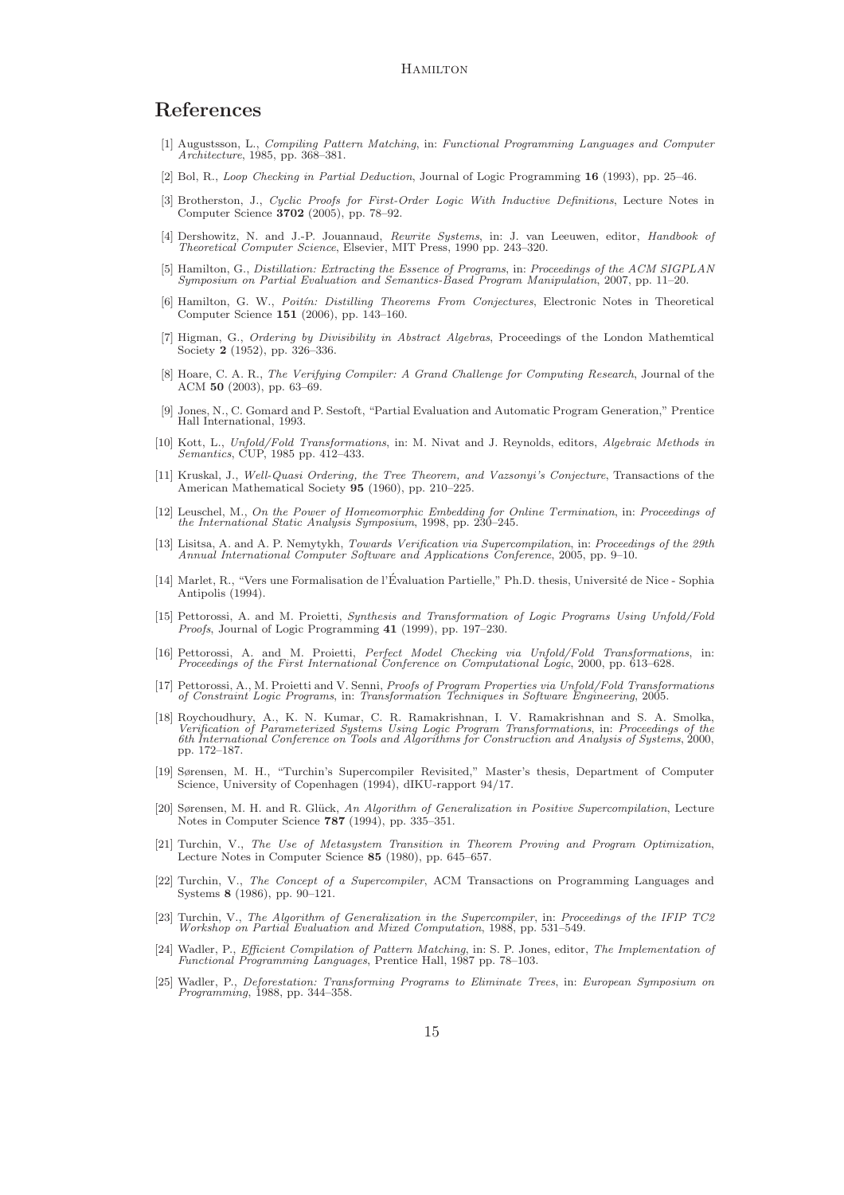## References

[1] Augustsson, L., *Compiling Pattern Matching*, in: *Functional Programming Languages and Computer Architecture*, 1985, pp. 368–381.

[2] Bol, R., *Loop Checking in Partial Deduction*, Journal of Logic Programming **16** (1993), pp. 25–46.

[3] Brotherston, J., *Cyclic Proofs for First-Order Logic With Inductive Definitions*, Lecture Notes in Computer Science **3702** (2005), pp. 78–92.

[4] Dershowitz, N. and J.-P. Jouannaud, *Rewrite Systems*, in: J. van Leeuwen, editor, *Handbook of Theoretical Computer Science*, Elsevier, MIT Press, 1990 pp. 243–320.

[5] Hamilton, G., *Distillation: Extracting the Essence of Programs*, in: *Proceedings of the ACM SIGPLAN Symposium on Partial Evaluation and Semantics-Based Program Manipulation*, 2007, pp. 11–20.

[6] Hamilton, G. W., *Poitín: Distilling Theorems From Conjectures*, Electronic Notes in Theoretical Computer Science **151** (2006), pp. 143–160.

[7] Higman, G., *Ordering by Divisibility in Abstract Algebras*, Proceedings of the London Mathemtical Society **2** (1952), pp. 326–336.

[8] Hoare, C. A. R., *The Verifying Compiler: A Grand Challenge for Computing Research*, Journal of the ACM **50** (2003), pp. 63–69.

[9] Jones, N., C. Gomard and P. Sestoft, "Partial Evaluation and Automatic Program Generation," Prentice Hall International, 1993.

[10] Kott, L., *Unfold/Fold Transformations*, in: M. Nivat and J. Reynolds, editors, *Algebraic Methods in Semantics*, CUP, 1985 pp. 412–433.

[11] Kruskal, J., *Well-Quasi Ordering, the Tree Theorem, and Vazsonyi's Conjecture*, Transactions of the American Mathematical Society **95** (1960), pp. 210–225.

[12] Leuschel, M., *On the Power of Homeomorphic Embedding for Online Termination*, in: *Proceedings of the International Static Analysis Symposium*, 1998, pp. 230–245.

[13] Lisitsa, A. and A. P. Nemytykh, *Towards Verification via Supercompilation*, in: *Proceedings of the 29th Annual International Computer Software and Applications Conference*, 2005, pp. 9–10.

[14] Marlet, R., "Vers une Formalisation de l'Évaluation Partielle," Ph.D. thesis, Université de Nice - Sophia Antipolis (1994).

[15] Pettorossi, A. and M. Proietti, *Synthesis and Transformation of Logic Programs Using Unfold/Fold Proofs*, Journal of Logic Programming **41** (1999), pp. 197–230.

[16] Pettorossi, A. and M. Proietti, *Perfect Model Checking via Unfold/Fold Transformations*, in: *Proceedings of the First International Conference on Computational Logic*, 2000, pp. 613–628.

[17] Pettorossi, A., M. Proietti and V. Senni, *Proofs of Program Properties via Unfold/Fold Transformations of Constraint Logic Programs*, in: *Transformation Techniques in Software Engineering*, 2005.

[18] Roychoudhury, A., K. N. Kumar, C. R. Ramakrishnan, I. V. Ramakrishnan and S. A. Smolka, *Verification of Parameterized Systems Using Logic Program Transformations*, in: *Proceedings of the 6th International Conference on Tools and Algorithms for Construction and Analysis of Systems*, 2000, pp. 172–187.

[19] Sørensen, M. H., "Turchin's Supercompiler Revisited," Master's thesis, Department of Computer Science, University of Copenhagen (1994), dIKU-rapport 94/17.

[20] Sørensen, M. H. and R. Glück, *An Algorithm of Generalization in Positive Supercompilation*, Lecture Notes in Computer Science **787** (1994), pp. 335–351.

[21] Turchin, V., *The Use of Metasystem Transition in Theorem Proving and Program Optimization*, Lecture Notes in Computer Science **85** (1980), pp. 645–657.

[22] Turchin, V., *The Concept of a Supercompiler*, ACM Transactions on Programming Languages and Systems **8** (1986), pp. 90–121.

[23] Turchin, V., *The Algorithm of Generalization in the Supercompiler*, in: *Proceedings of the IFIP TC2 Workshop on Partial Evaluation and Mixed Computation*, 1988, pp. 531–549.

[24] Wadler, P., *Efficient Compilation of Pattern Matching*, in: S. P. Jones, editor, *The Implementation of Functional Programming Languages*, Prentice Hall, 1987 pp. 78–103.

[25] Wadler, P., *Deforestation: Transforming Programs to Eliminate Trees*, in: *European Symposium on Programming*, 1988, pp. 344–358.